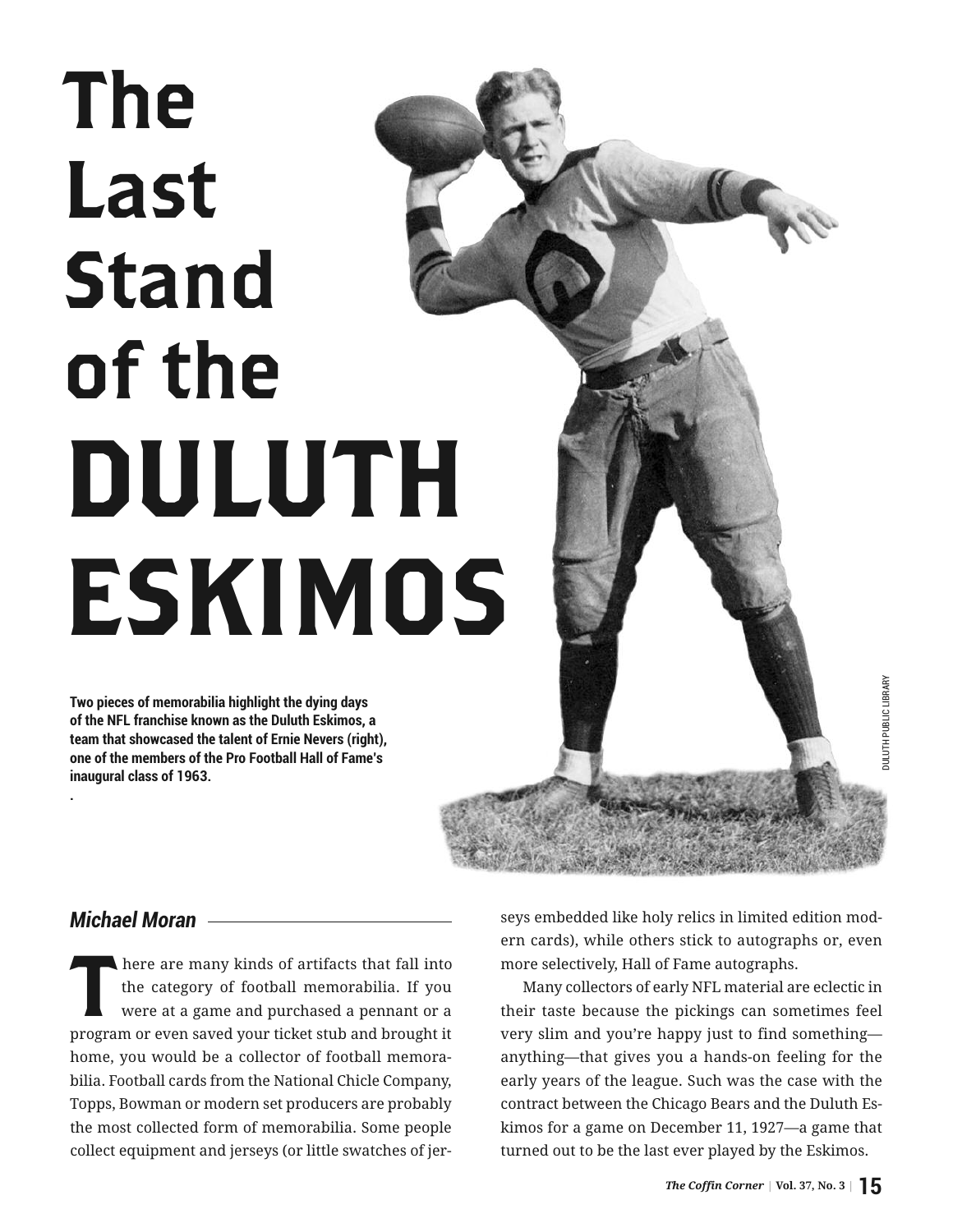# The Last Stand of the DULUTH ESKIMOS

**Two pieces of memorabilia highlight the dying days of the NFL franchise known as the Duluth Eskimos, a team that showcased the talent of Ernie Nevers (right), one of the members of the Pro Football Hall of Fame's inaugural class of 1963.**

DULUTH PUBLIC LIBRARY

***Michael Moran***

There are many kinds of artifacts that fall into the category of football memorabilia. If you were at a game and purchased a pennant or a program or even saved your ticket stub and brought it home, you would be a collector of football memorabilia. Football cards from the National Chicle Company, Topps, Bowman or modern set producers are probably the most collected form of memorabilia. Some people collect equipment and jerseys (or little swatches of jerseys embedded like holy relics in limited edition modern cards), while others stick to autographs or, even more selectively, Hall of Fame autographs.

Many collectors of early NFL material are eclectic in their taste because the pickings can sometimes feel very slim and you're happy just to find something—anything—that gives you a hands-on feeling for the early years of the league. Such was the case with the contract between the Chicago Bears and the Duluth Eskimos for a game on December 11, 1927—a game that turned out to be the last ever played by the Eskimos.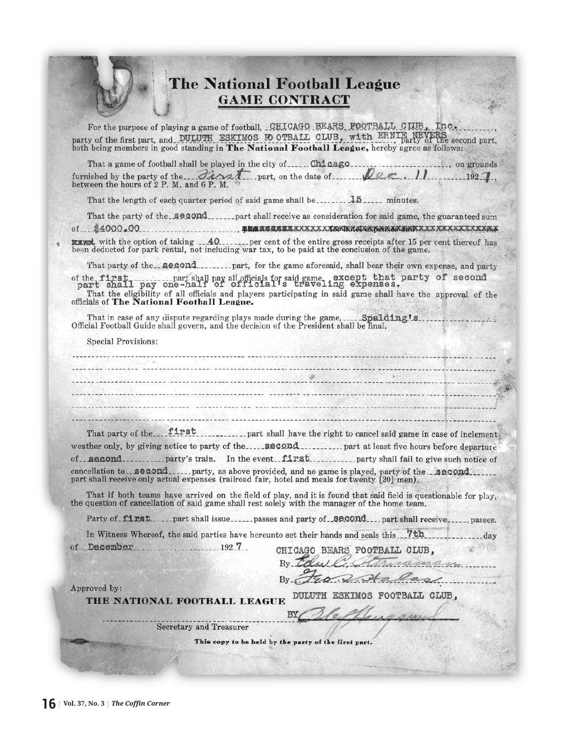# The National Football League
## GAME CONTRACT

For the purpose of playing a game of football, CHICAGO BEARS FOOTBALL CLUB, Inc., party of the first part, and DULUTH ESKIMOS FOOTBALL CLUB, with ERNIE NEVERS, party of the second part, both being members in good standing in **The National Football League,** hereby agree as follows:

That a game of football shall be played in the city of Chicago, on grounds furnished by the party of the first part, on the date of Dec. 11 192 7, between the hours of 2 P. M. and 6 P. M.

That the length of each quarter period of said game shall be 15 minutes.

That the party of the second part shall receive as consideration for said game, the guaranteed sum of $4000.00, ~~XXXXXXXXXXXXXXXXXXXXXXXXXXXXXXXXXXXXXXXXXXXXX~~ ~~XXXX~~ with the option of taking 40 per cent of the entire gross receipts after 15 per cent thereof has been deducted for park rental, not including war tax, to be paid at the conclusion of the game.

That party of the second part, for the game aforesaid, shall bear their own expense, and party of the first part shall pay all officials for said game, except that party of second part shall pay one-half of official's traveling expenses.

That the eligibility of all officials and players participating in said game shall have the approval of the officials of **The National Football League.**

That in case of any dispute regarding plays made during the game, Spalding's Official Football Guide shall govern, and the decision of the President shall be final.

Special Provisions:

That party of the first part shall have the right to cancel said game in case of inclement weather only, by giving notice to party of the second part at least five hours before departure of second party's train. In the event first party shall fail to give such notice of cancellation to second party, as above provided, and no game is played, party of the second part shall receive only actual expenses (railroad fair, hotel and meals for twenty [20] men).

That if both teams have arrived on the field of play, and it is found that said field is questionable for play, the question of cancellation of said game shall rest solely with the manager of the home team.

Party of first part shall issue ______ passes and party of second part shall receive ______ passes.

In Witness Whereof, the said parties have hereunto set their hands and seals this 7th day of December 192 7

CHICAGO BEARS FOOTBALL CLUB,
By Edw. C. Sternaman
By Geo. S. Halas

Approved by:
**THE NATIONAL FOOTBALL LEAGUE**

______________________
Secretary and Treasurer

DULUTH ESKIMOS FOOTBALL CLUB,
BY Ole Haugsrud

This copy to be held by the party of the first part.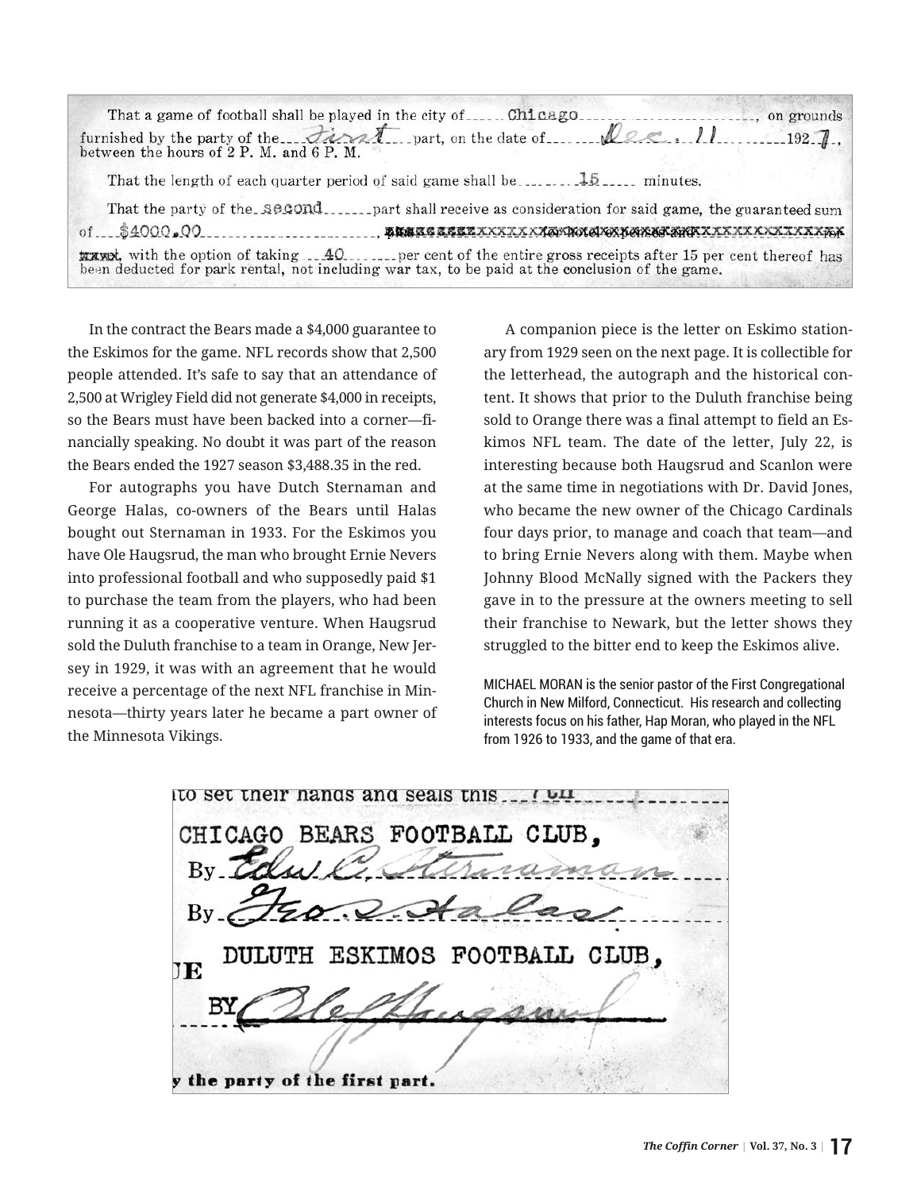That a game of football shall be played in the city of Chicago, on grounds furnished by the party of the first part, on the date of Dec. 11 1927, between the hours of 2 P. M. and 6 P. M.

That the length of each quarter period of said game shall be 15 minutes.

That the party of the second part shall receive as consideration for said game, the guaranteed sum of $4000.00, XXXXXXXXXXXXXXXXXXXXXXXXXXXXXXXXXXXXXXXX with the option of taking 40 per cent of the entire gross receipts after 15 per cent thereof has been deducted for park rental, not including war tax, to be paid at the conclusion of the game.

In the contract the Bears made a $4,000 guarantee to the Eskimos for the game. NFL records show that 2,500 people attended. It's safe to say that an attendance of 2,500 at Wrigley Field did not generate $4,000 in receipts, so the Bears must have been backed into a corner—financially speaking. No doubt it was part of the reason the Bears ended the 1927 season $3,488.35 in the red.

For autographs you have Dutch Sternaman and George Halas, co-owners of the Bears until Halas bought out Sternaman in 1933. For the Eskimos you have Ole Haugsrud, the man who brought Ernie Nevers into professional football and who supposedly paid $1 to purchase the team from the players, who had been running it as a cooperative venture. When Haugsrud sold the Duluth franchise to a team in Orange, New Jersey in 1929, it was with an agreement that he would receive a percentage of the next NFL franchise in Minnesota—thirty years later he became a part owner of the Minnesota Vikings.

A companion piece is the letter on Eskimo stationary from 1929 seen on the next page. It is collectible for the letterhead, the autograph and the historical content. It shows that prior to the Duluth franchise being sold to Orange there was a final attempt to field an Eskimos NFL team. The date of the letter, July 22, is interesting because both Haugsrud and Scanlon were at the same time in negotiations with Dr. David Jones, who became the new owner of the Chicago Cardinals four days prior, to manage and coach that team—and to bring Ernie Nevers along with them. Maybe when Johnny Blood McNally signed with the Packers they gave in to the pressure at the owners meeting to sell their franchise to Newark, but the letter shows they struggled to the bitter end to keep the Eskimos alive.

MICHAEL MORAN is the senior pastor of the First Congregational Church in New Milford, Connecticut. His research and collecting interests focus on his father, Hap Moran, who played in the NFL from 1926 to 1933, and the game of that era.

to set their hands and seals this 7th

CHICAGO BEARS FOOTBALL CLUB,
By Edw. C. Sternaman
By Geo. S. Halas

DULUTH ESKIMOS FOOTBALL CLUB,
BY Ole Haugsrud

y the party of the first part.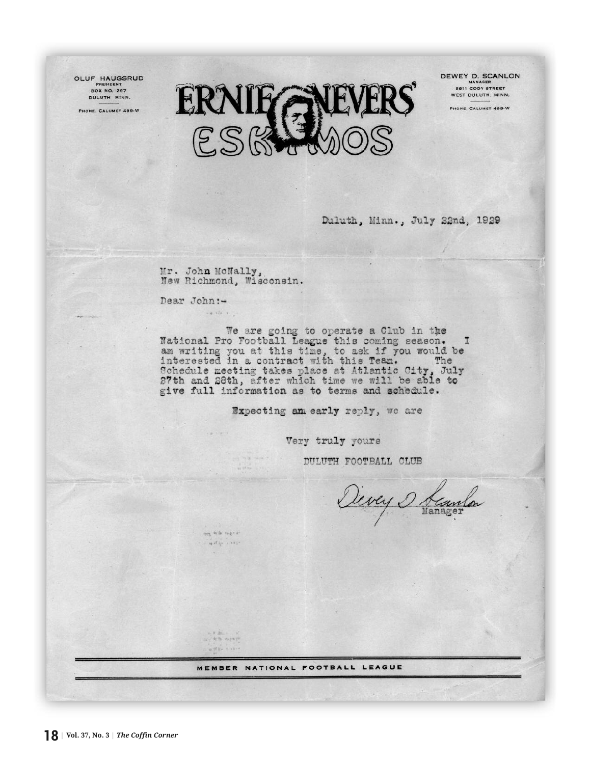OLUF HAUGSRUD
PRESIDENT
BOX NO. 297
DULUTH MINN.

PHONE. CALUMET 499-W

# ERNIE NEVERS' ESKIMOS

DEWEY D. SCANLON
MANAGER
5811 CODY STREET
WEST DULUTH. MINN.

PHONE. CALUMET 499-W

Duluth, Minn., July 22nd, 1929

Mr. John McNally,
New Richmond, Wisconsin.

Dear John:-

We are going to operate a Club in the National Pro Football League this coming season. I am writing you at this time, to ask if you would be interested in a contract with this Team. The Schedule meeting takes place at Atlantic City, July 27th and 28th, after which time we will be able to give full information as to terms and schedule.

Expecting an early reply, we are

Very truly yours

DULUTH FOOTBALL CLUB

Dewey D Scanlon
Manager

MEMBER NATIONAL FOOTBALL LEAGUE